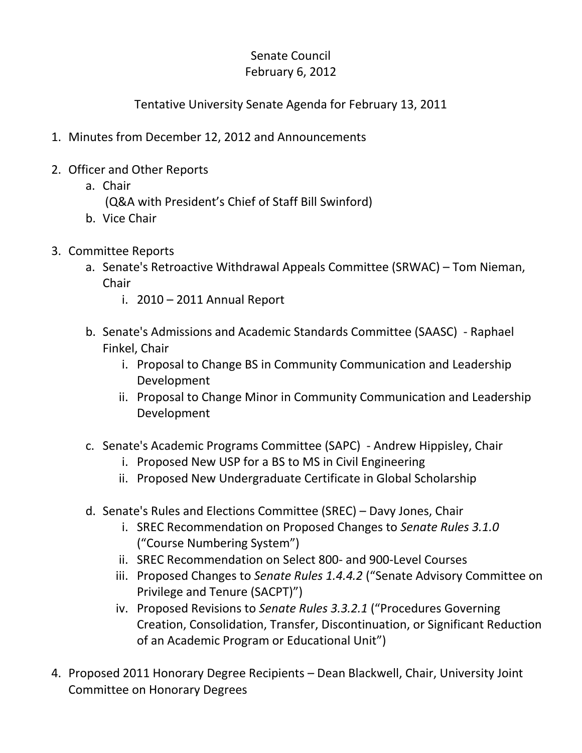Senate Council
February 6, 2012

Tentative University Senate Agenda for February 13, 2011

1. Minutes from December 12, 2012 and Announcements

2. Officer and Other Reports
   a. Chair
      (Q&A with President's Chief of Staff Bill Swinford)
   b. Vice Chair

3. Committee Reports
   a. Senate's Retroactive Withdrawal Appeals Committee (SRWAC) – Tom Nieman, Chair
      i. 2010 – 2011 Annual Report

   b. Senate's Admissions and Academic Standards Committee (SAASC) - Raphael Finkel, Chair
      i. Proposal to Change BS in Community Communication and Leadership Development
      ii. Proposal to Change Minor in Community Communication and Leadership Development

   c. Senate's Academic Programs Committee (SAPC) - Andrew Hippisley, Chair
      i. Proposed New USP for a BS to MS in Civil Engineering
      ii. Proposed New Undergraduate Certificate in Global Scholarship

   d. Senate's Rules and Elections Committee (SREC) – Davy Jones, Chair
      i. SREC Recommendation on Proposed Changes to *Senate Rules 3.1.0* ("Course Numbering System")
      ii. SREC Recommendation on Select 800- and 900-Level Courses
      iii. Proposed Changes to *Senate Rules 1.4.4.2* ("Senate Advisory Committee on Privilege and Tenure (SACPT)")
      iv. Proposed Revisions to *Senate Rules 3.3.2.1* ("Procedures Governing Creation, Consolidation, Transfer, Discontinuation, or Significant Reduction of an Academic Program or Educational Unit")

4. Proposed 2011 Honorary Degree Recipients – Dean Blackwell, Chair, University Joint Committee on Honorary Degrees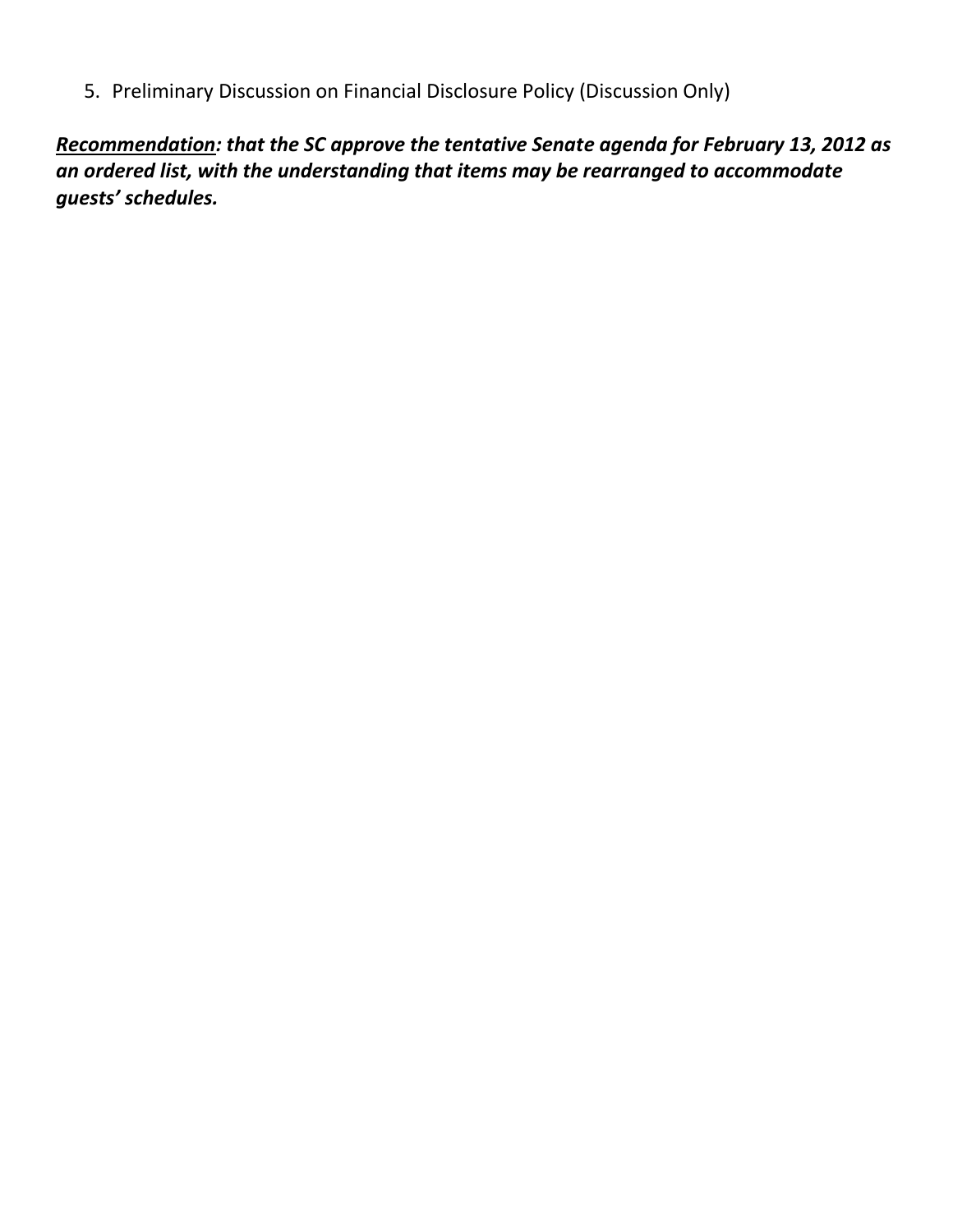5. Preliminary Discussion on Financial Disclosure Policy (Discussion Only)

***<u>Recommendation</u>: that the SC approve the tentative Senate agenda for February 13, 2012 as an ordered list, with the understanding that items may be rearranged to accommodate guests' schedules.***